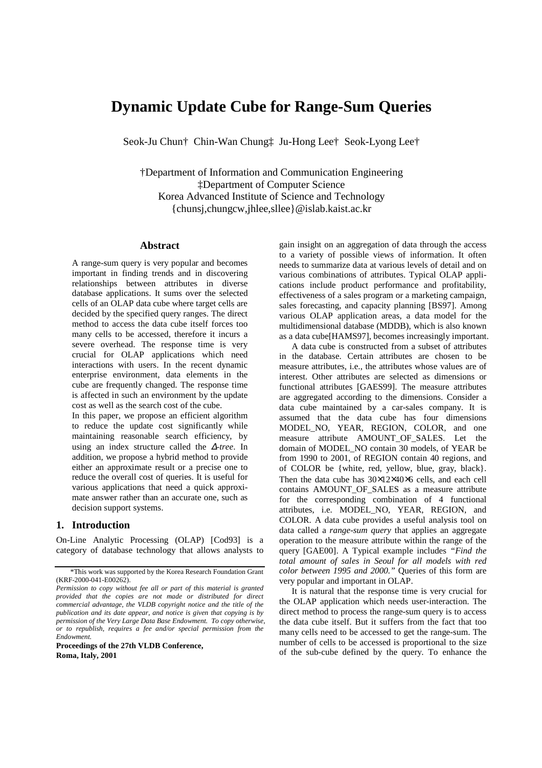# Dynamic Update Cube for Range-Sum Queries

Seok-Ju Chun† Chin-Wan Chung‡ Ju-Hong Lee† Seok-Lyong Lee†

†Department of Information and Communication Engineering
‡Department of Computer Science
Korea Advanced Institute of Science and Technology
{chunsj,chungcw,jhlee,sllee}@islab.kaist.ac.kr

## Abstract

A range-sum query is very popular and becomes important in finding trends and in discovering relationships between attributes in diverse database applications. It sums over the selected cells of an OLAP data cube where target cells are decided by the specified query ranges. The direct method to access the data cube itself forces too many cells to be accessed, therefore it incurs a severe overhead. The response time is very crucial for OLAP applications which need interactions with users. In the recent dynamic enterprise environment, data elements in the cube are frequently changed. The response time is affected in such an environment by the update cost as well as the search cost of the cube.

In this paper, we propose an efficient algorithm to reduce the update cost significantly while maintaining reasonable search efficiency, by using an index structure called the *Δ-tree*. In addition, we propose a hybrid method to provide either an approximate result or a precise one to reduce the overall cost of queries. It is useful for various applications that need a quick approximate answer rather than an accurate one, such as decision support systems.

## 1. Introduction

On-Line Analytic Processing (OLAP) [Cod93] is a category of database technology that allows analysts to gain insight on an aggregation of data through the access to a variety of possible views of information. It often needs to summarize data at various levels of detail and on various combinations of attributes. Typical OLAP applications include product performance and profitability, effectiveness of a sales program or a marketing campaign, sales forecasting, and capacity planning [BS97]. Among various OLAP application areas, a data model for the multidimensional database (MDDB), which is also known as a data cube[HAMS97], becomes increasingly important.

A data cube is constructed from a subset of attributes in the database. Certain attributes are chosen to be measure attributes, i.e., the attributes whose values are of interest. Other attributes are selected as dimensions or functional attributes [GAES99]. The measure attributes are aggregated according to the dimensions. Consider a data cube maintained by a car-sales company. It is assumed that the data cube has four dimensions MODEL_NO, YEAR, REGION, COLOR, and one measure attribute AMOUNT_OF_SALES. Let the domain of MODEL_NO contain 30 models, of YEAR be from 1990 to 2001, of REGION contain 40 regions, and of COLOR be {white, red, yellow, blue, gray, black}. Then the data cube has $30 \times 12 \times 40 \times 6$ cells, and each cell contains AMOUNT_OF_SALES as a measure attribute for the corresponding combination of 4 functional attributes, i.e. MODEL_NO, YEAR, REGION, and COLOR. A data cube provides a useful analysis tool on data called a *range-sum query* that applies an aggregate operation to the measure attribute within the range of the query [GAE00]. A Typical example includes *"Find the total amount of sales in Seoul for all models with red color between 1995 and 2000."* Queries of this form are very popular and important in OLAP.

It is natural that the response time is very crucial for the OLAP application which needs user-interaction. The direct method to process the range-sum query is to access the data cube itself. But it suffers from the fact that too many cells need to be accessed to get the range-sum. The number of cells to be accessed is proportional to the size of the sub-cube defined by the query. To enhance the

\*This work was supported by the Korea Research Foundation Grant (KRF-2000-041-E00262).

*Permission to copy without fee all or part of this material is granted provided that the copies are not made or distributed for direct commercial advantage, the VLDB copyright notice and the title of the publication and its date appear, and notice is given that copying is by permission of the Very Large Data Base Endowment. To copy otherwise, or to republish, requires a fee and/or special permission from the Endowment.*

**Proceedings of the 27th VLDB Conference, Roma, Italy, 2001**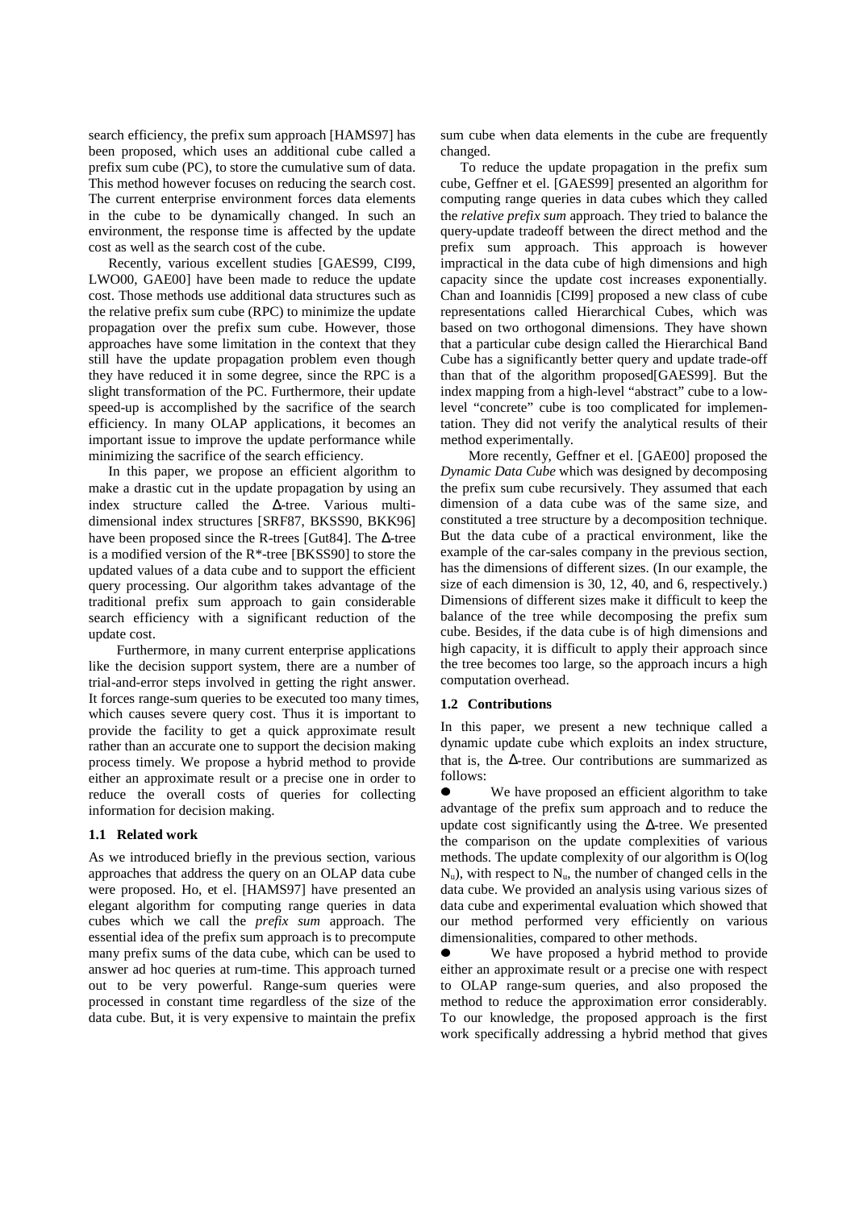search efficiency, the prefix sum approach [HAMS97] has been proposed, which uses an additional cube called a prefix sum cube (PC), to store the cumulative sum of data. This method however focuses on reducing the search cost. The current enterprise environment forces data elements in the cube to be dynamically changed. In such an environment, the response time is affected by the update cost as well as the search cost of the cube.

Recently, various excellent studies [GAES99, CI99, LWO00, GAE00] have been made to reduce the update cost. Those methods use additional data structures such as the relative prefix sum cube (RPC) to minimize the update propagation over the prefix sum cube. However, those approaches have some limitation in the context that they still have the update propagation problem even though they have reduced it in some degree, since the RPC is a slight transformation of the PC. Furthermore, their update speed-up is accomplished by the sacrifice of the search efficiency. In many OLAP applications, it becomes an important issue to improve the update performance while minimizing the sacrifice of the search efficiency.

In this paper, we propose an efficient algorithm to make a drastic cut in the update propagation by using an index structure called the Δ-tree. Various multi-dimensional index structures [SRF87, BKSS90, BKK96] have been proposed since the R-trees [Gut84]. The Δ-tree is a modified version of the R*-tree [BKSS90] to store the updated values of a data cube and to support the efficient query processing. Our algorithm takes advantage of the traditional prefix sum approach to gain considerable search efficiency with a significant reduction of the update cost.

Furthermore, in many current enterprise applications like the decision support system, there are a number of trial-and-error steps involved in getting the right answer. It forces range-sum queries to be executed too many times, which causes severe query cost. Thus it is important to provide the facility to get a quick approximate result rather than an accurate one to support the decision making process timely. We propose a hybrid method to provide either an approximate result or a precise one in order to reduce the overall costs of queries for collecting information for decision making.

### 1.1 Related work

As we introduced briefly in the previous section, various approaches that address the query on an OLAP data cube were proposed. Ho, et el. [HAMS97] have presented an elegant algorithm for computing range queries in data cubes which we call the *prefix sum* approach. The essential idea of the prefix sum approach is to precompute many prefix sums of the data cube, which can be used to answer ad hoc queries at rum-time. This approach turned out to be very powerful. Range-sum queries were processed in constant time regardless of the size of the data cube. But, it is very expensive to maintain the prefix sum cube when data elements in the cube are frequently changed.

To reduce the update propagation in the prefix sum cube, Geffner et el. [GAES99] presented an algorithm for computing range queries in data cubes which they called the *relative prefix sum* approach. They tried to balance the query-update tradeoff between the direct method and the prefix sum approach. This approach is however impractical in the data cube of high dimensions and high capacity since the update cost increases exponentially. Chan and Ioannidis [CI99] proposed a new class of cube representations called Hierarchical Cubes, which was based on two orthogonal dimensions. They have shown that a particular cube design called the Hierarchical Band Cube has a significantly better query and update trade-off than that of the algorithm proposed[GAES99]. But the index mapping from a high-level "abstract" cube to a low-level "concrete" cube is too complicated for implementation. They did not verify the analytical results of their method experimentally.

More recently, Geffner et el. [GAE00] proposed the *Dynamic Data Cube* which was designed by decomposing the prefix sum cube recursively. They assumed that each dimension of a data cube was of the same size, and constituted a tree structure by a decomposition technique. But the data cube of a practical environment, like the example of the car-sales company in the previous section, has the dimensions of different sizes. (In our example, the size of each dimension is 30, 12, 40, and 6, respectively.) Dimensions of different sizes make it difficult to keep the balance of the tree while decomposing the prefix sum cube. Besides, if the data cube is of high dimensions and high capacity, it is difficult to apply their approach since the tree becomes too large, so the approach incurs a high computation overhead.

### 1.2 Contributions

In this paper, we present a new technique called a dynamic update cube which exploits an index structure, that is, the Δ-tree. Our contributions are summarized as follows:

- We have proposed an efficient algorithm to take advantage of the prefix sum approach and to reduce the update cost significantly using the Δ-tree. We presented the comparison on the update complexities of various methods. The update complexity of our algorithm is O(log $N_u$), with respect to $N_u$, the number of changed cells in the data cube. We provided an analysis using various sizes of data cube and experimental evaluation which showed that our method performed very efficiently on various dimensionalities, compared to other methods.
- We have proposed a hybrid method to provide either an approximate result or a precise one with respect to OLAP range-sum queries, and also proposed the method to reduce the approximation error considerably. To our knowledge, the proposed approach is the first work specifically addressing a hybrid method that gives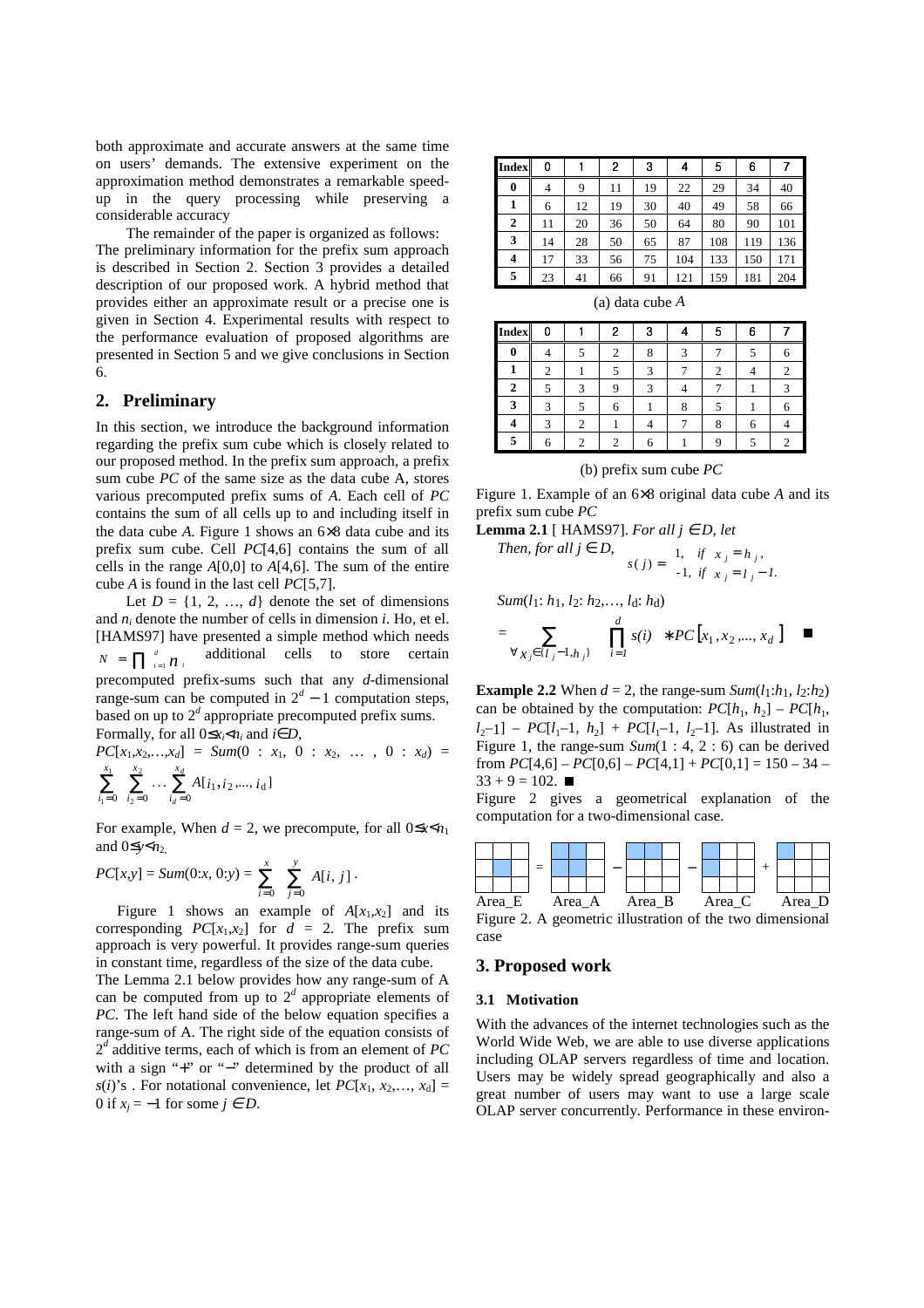both approximate and accurate answers at the same time on users' demands. The extensive experiment on the approximation method demonstrates a remarkable speed-up in the query processing while preserving a considerable accuracy

The remainder of the paper is organized as follows: The preliminary information for the prefix sum approach is described in Section 2. Section 3 provides a detailed description of our proposed work. A hybrid method that provides either an approximate result or a precise one is given in Section 4. Experimental results with respect to the performance evaluation of proposed algorithms are presented in Section 5 and we give conclusions in Section 6.

## 2. Preliminary

In this section, we introduce the background information regarding the prefix sum cube which is closely related to our proposed method. In the prefix sum approach, a prefix sum cube *PC* of the same size as the data cube A, stores various precomputed prefix sums of *A*. Each cell of *PC* contains the sum of all cells up to and including itself in the data cube *A*. Figure 1 shows an 6×8 data cube and its prefix sum cube. Cell *PC*[4,6] contains the sum of all cells in the range *A*[0,0] to *A*[4,6]. The sum of the entire cube *A* is found in the last cell *PC*[5,7].

Let $D = \{1, 2, \ldots, d\}$ denote the set of dimensions and $n_i$ denote the number of cells in dimension *i*. Ho, et el. [HAMS97] have presented a simple method which needs $N = \prod_{i=1}^{d} n_i$ additional cells to store certain precomputed prefix-sums such that any *d*-dimensional range-sum can be computed in $2^d - 1$ computation steps, based on up to $2^d$ appropriate precomputed prefix sums. Formally, for all $0 \le x_i < n_i$ and $i \in D$,

$$PC[x_1, x_2, \ldots, x_d] = Sum(0 : x_1,\ 0 : x_2,\ \ldots,\ 0 : x_d) = \sum_{i_1=0}^{x_1} \sum_{i_2=0}^{x_2} \cdots \sum_{i_d=0}^{x_d} A[i_1, i_2, \ldots, i_d]$$

For example, When $d = 2$, we precompute, for all $0 \le x < n_1$ and $0 \le y < n_2$,

$$PC[x,y] = Sum(0{:}x,\ 0{:}y) = \sum_{i=0}^{x} \sum_{j=0}^{y} A[i, j].$$

Figure 1 shows an example of $A[x_1,x_2]$ and its corresponding $PC[x_1,x_2]$ for $d = 2$. The prefix sum approach is very powerful. It provides range-sum queries in constant time, regardless of the size of the data cube.

The Lemma 2.1 below provides how any range-sum of A can be computed from up to $2^d$ appropriate elements of *PC*. The left hand side of the below equation specifies a range-sum of A. The right side of the equation consists of $2^d$ additive terms, each of which is from an element of *PC* with a sign "+" or "−" determined by the product of all $s(i)$'s. For notational convenience, let $PC[x_1, x_2, \ldots, x_d] = 0$ if $x_j = -1$ for some $j \in D$.

| Index | 0 | 1 | 2 | 3 | 4 | 5 | 6 | 7 |
|---|---|---|---|---|---|---|---|---|
| **0** | 4 | 9 | 11 | 19 | 22 | 29 | 34 | 40 |
| **1** | 6 | 12 | 19 | 30 | 40 | 49 | 58 | 66 |
| **2** | 11 | 20 | 36 | 50 | 64 | 80 | 90 | 101 |
| **3** | 14 | 28 | 50 | 65 | 87 | 108 | 119 | 136 |
| **4** | 17 | 33 | 56 | 75 | 104 | 133 | 150 | 171 |
| **5** | 23 | 41 | 66 | 91 | 121 | 159 | 181 | 204 |

(a) data cube *A*

| Index | 0 | 1 | 2 | 3 | 4 | 5 | 6 | 7 |
|---|---|---|---|---|---|---|---|---|
| **0** | 4 | 5 | 2 | 8 | 3 | 7 | 5 | 6 |
| **1** | 2 | 1 | 5 | 3 | 7 | 2 | 4 | 2 |
| **2** | 5 | 3 | 9 | 3 | 4 | 7 | 1 | 3 |
| **3** | 3 | 5 | 6 | 1 | 8 | 5 | 1 | 6 |
| **4** | 3 | 2 | 1 | 4 | 7 | 8 | 6 | 4 |
| **5** | 6 | 2 | 2 | 6 | 1 | 9 | 5 | 2 |

(b) prefix sum cube *PC*

Figure 1. Example of an 6×8 original data cube *A* and its prefix sum cube *PC*

**Lemma 2.1** [ HAMS97]. *For all $j \in D$, let*

*Then, for all $j \in D$,*
$$s(j) = \begin{cases} 1, & \text{if } x_j = h_j, \\ -1, & \text{if } x_j = l_j - 1. \end{cases}$$

$$Sum(l_1{:}\ h_1,\ l_2{:}\ h_2, \ldots,\ l_d{:}\ h_d) = \sum_{\forall x_j \in \{l_j - 1, h_j\}} \prod_{i=1}^{d} s(i) \ * PC[x_1, x_2, \ldots, x_d] \quad ■$$

**Example 2.2** When $d = 2$, the range-sum $Sum(l_1{:}h_1, l_2{:}h_2)$ can be obtained by the computation: $PC[h_1, h_2] - PC[h_1, l_2-1] - PC[l_1-1, h_2] + PC[l_1-1, l_2-1]$. As illustrated in Figure 1, the range-sum $Sum(1 : 4,\ 2 : 6)$ can be derived from $PC[4,6] - PC[0,6] - PC[4,1] + PC[0,1] = 150 - 34 - 33 + 9 = 102$. ■

Figure 2 gives a geometrical explanation of the computation for a two-dimensional case.

Area_E = Area_A − Area_B − Area_C + Area_D

Figure 2. A geometric illustration of the two dimensional case

## 3. Proposed work

### 3.1 Motivation

With the advances of the internet technologies such as the World Wide Web, we are able to use diverse applications including OLAP servers regardless of time and location. Users may be widely spread geographically and also a great number of users may want to use a large scale OLAP server concurrently. Performance in these environ-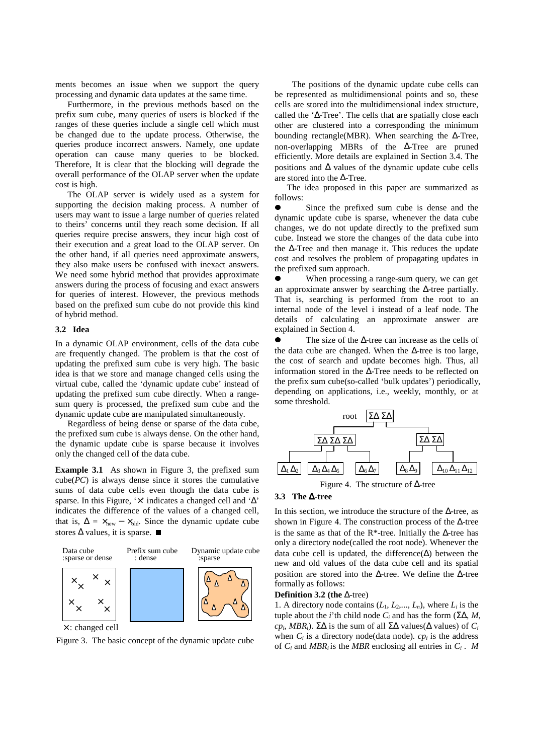ments becomes an issue when we support the query processing and dynamic data updates at the same time.

Furthermore, in the previous methods based on the prefix sum cube, many queries of users is blocked if the ranges of these queries include a single cell which must be changed due to the update process. Otherwise, the queries produce incorrect answers. Namely, one update operation can cause many queries to be blocked. Therefore, It is clear that the blocking will degrade the overall performance of the OLAP server when the update cost is high.

The OLAP server is widely used as a system for supporting the decision making process. A number of users may want to issue a large number of queries related to theirs' concerns until they reach some decision. If all queries require precise answers, they incur high cost of their execution and a great load to the OLAP server. On the other hand, if all queries need approximate answers, they also make users be confused with inexact answers. We need some hybrid method that provides approximate answers during the process of focusing and exact answers for queries of interest. However, the previous methods based on the prefixed sum cube do not provide this kind of hybrid method.

### 3.2 Idea

In a dynamic OLAP environment, cells of the data cube are frequently changed. The problem is that the cost of updating the prefixed sum cube is very high. The basic idea is that we store and manage changed cells using the virtual cube, called the 'dynamic update cube' instead of updating the prefixed sum cube directly. When a range-sum query is processed, the prefixed sum cube and the dynamic update cube are manipulated simultaneously.

Regardless of being dense or sparse of the data cube, the prefixed sum cube is always dense. On the other hand, the dynamic update cube is sparse because it involves only the changed cell of the data cube.

**Example 3.1** As shown in Figure 3, the prefixed sum cube(*PC*) is always dense since it stores the cumulative sums of data cube cells even though the data cube is sparse. In this Figure, '×' indicates a changed cell and 'Δ' indicates the difference of the values of a changed cell, that is, $\Delta = \times_{new} - \times_{old}$. Since the dynamic update cube stores Δ values, it is sparse. ■

Data cube :sparse or dense | Prefix sum cube : dense | Dynamic update cube :sparse

×: changed cell

Figure 3. The basic concept of the dynamic update cube

The positions of the dynamic update cube cells can be represented as multidimensional points and so, these cells are stored into the multidimensional index structure, called the 'Δ-Tree'. The cells that are spatially close each other are clustered into a corresponding the minimum bounding rectangle(MBR). When searching the Δ-Tree, non-overlapping MBRs of the Δ-Tree are pruned efficiently. More details are explained in Section 3.4. The positions and Δ values of the dynamic update cube cells are stored into the Δ-Tree.

The idea proposed in this paper are summarized as follows:

- Since the prefixed sum cube is dense and the dynamic update cube is sparse, whenever the data cube changes, we do not update directly to the prefixed sum cube. Instead we store the changes of the data cube into the Δ-Tree and then manage it. This reduces the update cost and resolves the problem of propagating updates in the prefixed sum approach.
- When processing a range-sum query, we can get an approximate answer by searching the Δ-tree partially. That is, searching is performed from the root to an internal node of the level i instead of a leaf node. The details of calculating an approximate answer are explained in Section 4.
- The size of the Δ-tree can increase as the cells of the data cube are changed. When the Δ-tree is too large, the cost of search and update becomes high. Thus, all information stored in the Δ-Tree needs to be reflected on the prefix sum cube(so-called 'bulk updates') periodically, depending on applications, i.e., weekly, monthly, or at some threshold.

root $\Sigma\Delta\ \Sigma\Delta$

$\Sigma\Delta\ \Sigma\Delta\ \Sigma\Delta$ | $\Sigma\Delta\ \Sigma\Delta$

$\Delta_1\Delta_2$ | $\Delta_3\Delta_4\Delta_5$ | $\Delta_6\Delta_7$ | $\Delta_8\Delta_9$ | $\Delta_{10}\Delta_{11}\Delta_{12}$

Figure 4. The structure of Δ-tree

### 3.3 The Δ-tree

In this section, we introduce the structure of the Δ-tree, as shown in Figure 4. The construction process of the Δ-tree is the same as that of the R*-tree. Initially the Δ-tree has only a directory node(called the root node). Whenever the data cube cell is updated, the difference(Δ) between the new and old values of the data cube cell and its spatial position are stored into the Δ-tree. We define the Δ-tree formally as follows:

**Definition 3.2 (the Δ-tree)**

1. A directory node contains $(L_1, L_2, \ldots, L_n)$, where $L_i$ is the tuple about the $i$'th child node $C_i$ and has the form $(\Sigma\Delta, M, cp_i, MBR_i)$. $\Sigma\Delta$ is the sum of all $\Sigma\Delta$ values(Δ values) of $C_i$ when $C_i$ is a directory node(data node). $cp_i$ is the address of $C_i$ and $MBR_i$ is the *MBR* enclosing all entries in $C_i$. *M*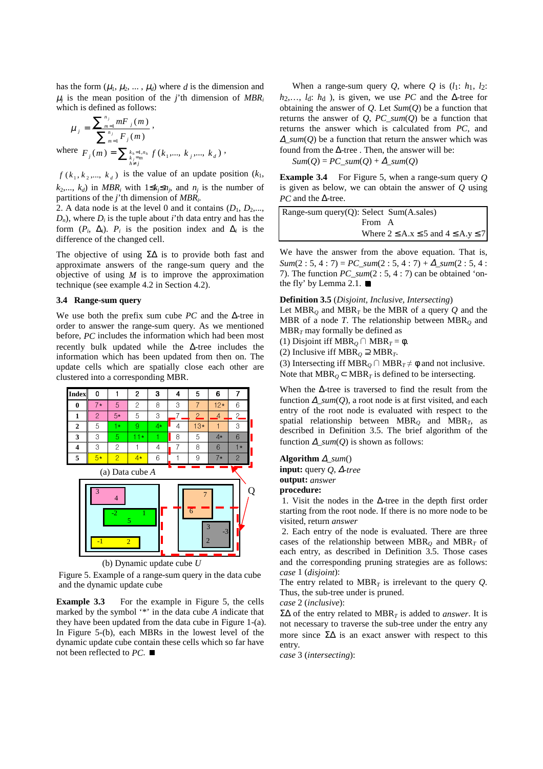has the form ($\mu_1$, $\mu_2$, ... , $\mu_d$) where $d$ is the dimension and $\mu_j$ is the mean position of the $j$'th dimension of $MBR_i$ which is defined as follows:

$$\mu_j = \frac{\sum_{m=1}^{n_j} mF_j(m)}{\sum_{m=1}^{n_j} F_j(m)},$$

where $F_j(m) = \sum_{\substack{k_h=1..n_h \\ k_j=m \\ h \neq j}} f(k_1,..., k_j,..., k_d)$,

$f(k_1, k_2,..., k_d)$ is the value of an update position ($k_1$, $k_2$,..., $k_d$) in $MBR_i$ with $1 \le k_j \le n_j$, and $n_j$ is the number of partitions of the $j$'th dimension of $MBR_i$.

2. A data node is at the level 0 and it contains ($D_1$, $D_2$,..., $D_n$), where $D_i$ is the tuple about $i$'th data entry and has the form ($P_i$, $\Delta_i$). $P_i$ is the position index and $\Delta_i$ is the difference of the changed cell.

The objective of using $\Sigma\Delta$ is to provide both fast and approximate answers of the range-sum query and the objective of using $M$ is to improve the approximation technique (see example 4.2 in Section 4.2).

### 3.4 Range-sum query

We use both the prefix sum cube $PC$ and the Δ-tree in order to answer the range-sum query. As we mentioned before, $PC$ includes the information which had been most recently bulk updated while the Δ-tree includes the information which has been updated from then on. The update cells which are spatially close each other are clustered into a corresponding MBR.

| Index | 0 | 1 | 2 | 3 | 4 | 5 | 6 | 7 |
|---|---|---|---|---|---|---|---|---|
| 0 | 7* | 5 | 2 | 8 | 3 | 7 | 12* | 6 |
| 1 | 2 | 5* | 5 | 3 | 7 | 2 | 4 | 2 |
| 2 | 5 | 1* | 9 | 4* | 4 | 13* | 1 | 3 |
| 3 | 3 | 5 | 11* | 1 | 8 | 5 | 4* | 6 |
| 4 | 3 | 2 | 1 | 4 | 7 | 8 | 6 | 1* |
| 5 | 5* | 2 | 4* | 6 | 1 | 9 | 7* | 2 |

(a) Data cube $A$

(b) Dynamic update cube $U$

Figure 5. Example of a range-sum query in the data cube and the dynamic update cube

**Example 3.3** For the example in Figure 5, the cells marked by the symbol '*' in the data cube $A$ indicate that they have been updated from the data cube in Figure 1-(a). In Figure 5-(b), each MBRs in the lowest level of the dynamic update cube contain these cells which so far have not been reflected to $PC$. ■

When a range-sum query $Q$, where $Q$ is ($l_1$: $h_1$, $l_2$: $h_2$,..., $l_d$: $h_d$ ), is given, we use $PC$ and the Δ-tree for obtaining the answer of $Q$. Let $Sum(Q)$ be a function that returns the answer of $Q$, $PC\_sum(Q)$ be a function that returns the answer which is calculated from $PC$, and $\Delta\_sum(Q)$ be a function that return the answer which was found from the Δ-tree . Then, the answer will be:

$Sum(Q) = PC\_sum(Q) + \Delta\_sum(Q)$

**Example 3.4** For Figure 5, when a range-sum query $Q$ is given as below, we can obtain the answer of $Q$ using $PC$ and the Δ-tree.

| Range-sum query(Q): Select Sum(A.sales) From A Where 2 ≤ A.x ≤ 5 and 4 ≤ A.y ≤ 7 |
|---|

We have the answer from the above equation. That is, $Sum(2:5, 4:7) = PC\_sum(2:5, 4:7) + \Delta\_sum(2:5, 4:7)$. The function $PC\_sum(2:5, 4:7)$ can be obtained 'on-the fly' by Lemma 2.1. ■

**Definition 3.5** (*Disjoint, Inclusive, Intersecting*)
Let $MBR_Q$ and $MBR_T$ be the MBR of a query $Q$ and the MBR of a node $T$. The relationship between $MBR_Q$ and $MBR_T$ may formally be defined as

(1) Disjoint iff $MBR_Q \cap MBR_T = \phi$.

(2) Inclusive iff $MBR_Q \supseteq MBR_T$.

(3) Intersecting iff $MBR_Q \cap MBR_T \neq \phi$ and not inclusive.

Note that $MBR_Q \subset MBR_T$ is defined to be intersecting.

When the Δ-tree is traversed to find the result from the function $\Delta\_sum(Q)$, a root node is at first visited, and each entry of the root node is evaluated with respect to the spatial relationship between $MBR_Q$ and $MBR_T$, as described in Definition 3.5. The brief algorithm of the function $\Delta\_sum(Q)$ is shown as follows:

**Algorithm** $\Delta\_sum()$
**input:** query $Q$, *Δ-tree*
**output:** *answer*
**procedure:**

1. Visit the nodes in the Δ-tree in the depth first order starting from the root node. If there is no more node to be visited, return *answer*

2. Each entry of the node is evaluated. There are three cases of the relationship between $MBR_Q$ and $MBR_T$ of each entry, as described in Definition 3.5. Those cases and the corresponding pruning strategies are as follows:

*case* 1 (*disjoint*):
The entry related to $MBR_T$ is irrelevant to the query $Q$. Thus, the sub-tree under is pruned.

*case* 2 (*inclusive*):
$\Sigma\Delta$ of the entry related to $MBR_T$ is added to *answer*. It is not necessary to traverse the sub-tree under the entry any more since $\Sigma\Delta$ is an exact answer with respect to this entry.

*case* 3 (*intersecting*):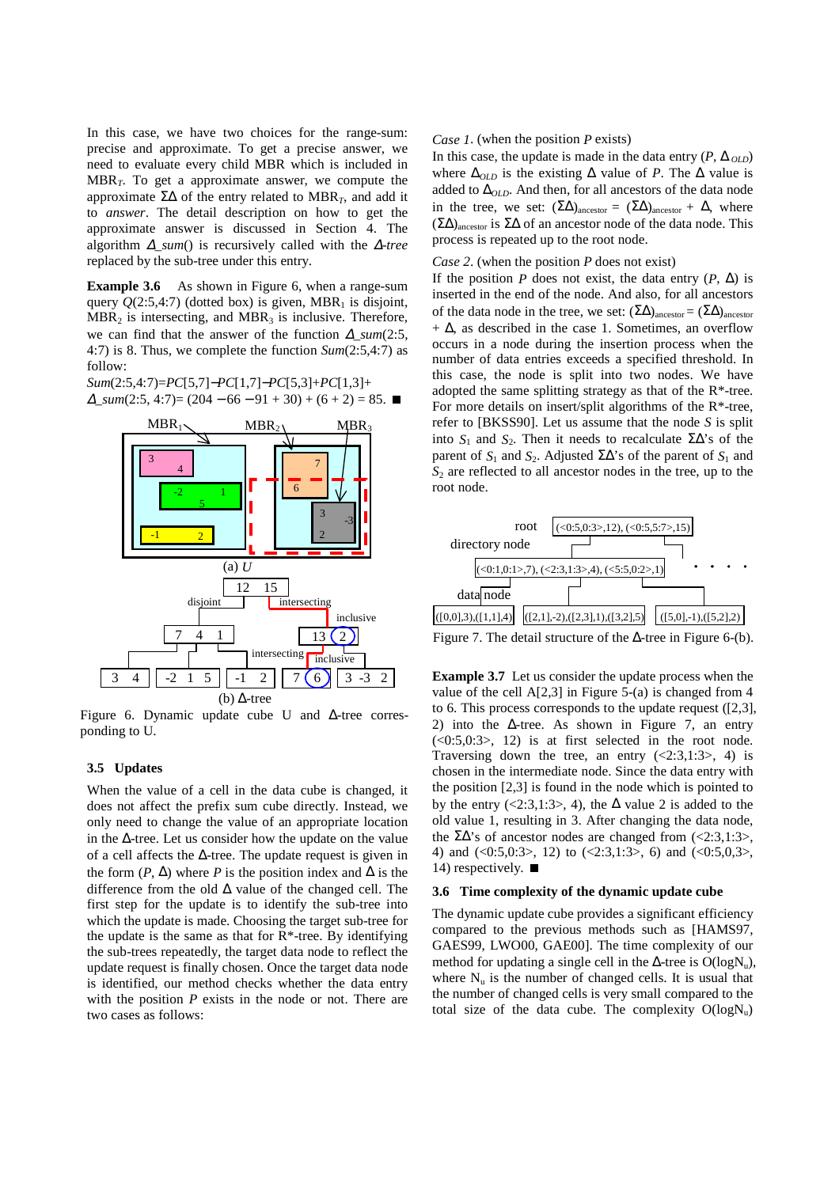In this case, we have two choices for the range-sum: precise and approximate. To get a precise answer, we need to evaluate every child MBR which is included in $MBR_T$. To get a approximate answer, we compute the approximate $\Sigma\Delta$ of the entry related to $MBR_T$, and add it to *answer*. The detail description on how to get the approximate answer is discussed in Section 4. The algorithm *Δ_sum*() is recursively called with the *Δ-tree* replaced by the sub-tree under this entry.

**Example 3.6** As shown in Figure 6, when a range-sum query $Q(2:5,4:7)$ (dotted box) is given, $MBR_1$ is disjoint, $MBR_2$ is intersecting, and $MBR_3$ is inclusive. Therefore, we can find that the answer of the function *Δ_sum*(2:5, 4:7) is 8. Thus, we complete the function *Sum*(2:5,4:7) as follow:

*Sum*(2:5,4:7)=*PC*[5,7]−*PC*[1,7]−*PC*[5,3]+*PC*[1,3]+ *Δ_sum*(2:5, 4:7)= (204 −66 −91 + 30) + (6 + 2) = 85. ■

(a) U

(b) Δ-tree

Figure 6. Dynamic update cube U and Δ-tree corresponding to U.

### 3.5 Updates

When the value of a cell in the data cube is changed, it does not affect the prefix sum cube directly. Instead, we only need to change the value of an appropriate location in the Δ-tree. Let us consider how the update on the value of a cell affects the Δ-tree. The update request is given in the form $(P, \Delta)$ where $P$ is the position index and $\Delta$ is the difference from the old $\Delta$ value of the changed cell. The first step for the update is to identify the sub-tree into which the update is made. Choosing the target sub-tree for the update is the same as that for R*-tree. By identifying the sub-trees repeatedly, the target data node to reflect the update request is finally chosen. Once the target data node is identified, our method checks whether the data entry with the position $P$ exists in the node or not. There are two cases as follows:

*Case 1*. (when the position $P$ exists)

In this case, the update is made in the data entry $(P, \Delta_{OLD})$ where $\Delta_{OLD}$ is the existing $\Delta$ value of $P$. The $\Delta$ value is added to $\Delta_{OLD}$. And then, for all ancestors of the data node in the tree, we set: $(\Sigma\Delta)_{ancestor} = (\Sigma\Delta)_{ancestor} + \Delta$, where $(\Sigma\Delta)_{ancestor}$ is $\Sigma\Delta$ of an ancestor node of the data node. This process is repeated up to the root node.

*Case 2*. (when the position $P$ does not exist)

If the position $P$ does not exist, the data entry $(P, \Delta)$ is inserted in the end of the node. And also, for all ancestors of the data node in the tree, we set: $(\Sigma\Delta)_{ancestor} = (\Sigma\Delta)_{ancestor} + \Delta$, as described in the case 1. Sometimes, an overflow occurs in a node during the insertion process when the number of data entries exceeds a specified threshold. In this case, the node is split into two nodes. We have adopted the same splitting strategy as that of the R*-tree. For more details on insert/split algorithms of the R*-tree, refer to [BKSS90]. Let us assume that the node $S$ is split into $S_1$ and $S_2$. Then it needs to recalculate $\Sigma\Delta$'s of the parent of $S_1$ and $S_2$. Adjusted $\Sigma\Delta$'s of the parent of $S_1$ and $S_2$ are reflected to all ancestor nodes in the tree, up to the root node.

Figure 7. The detail structure of the Δ-tree in Figure 6-(b).

**Example 3.7** Let us consider the update process when the value of the cell A[2,3] in Figure 5-(a) is changed from 4 to 6. This process corresponds to the update request ([2,3], 2) into the Δ-tree. As shown in Figure 7, an entry (<0:5,0:3>, 12) is at first selected in the root node. Traversing down the tree, an entry (<2:3,1:3>, 4) is chosen in the intermediate node. Since the data entry with the position [2,3] is found in the node which is pointed to by the entry (<2:3,1:3>, 4), the Δ value 2 is added to the old value 1, resulting in 3. After changing the data node, the ΣΔ's of ancestor nodes are changed from (<2:3,1:3>, 4) and (<0:5,0:3>, 12) to (<2:3,1:3>, 6) and (<0:5,0,3>, 14) respectively. ■

### 3.6 Time complexity of the dynamic update cube

The dynamic update cube provides a significant efficiency compared to the previous methods such as [HAMS97, GAES99, LWO00, GAE00]. The time complexity of our method for updating a single cell in the Δ-tree is $O(\log N_u)$, where $N_u$ is the number of changed cells. It is usual that the number of changed cells is very small compared to the total size of the data cube. The complexity $O(\log N_u)$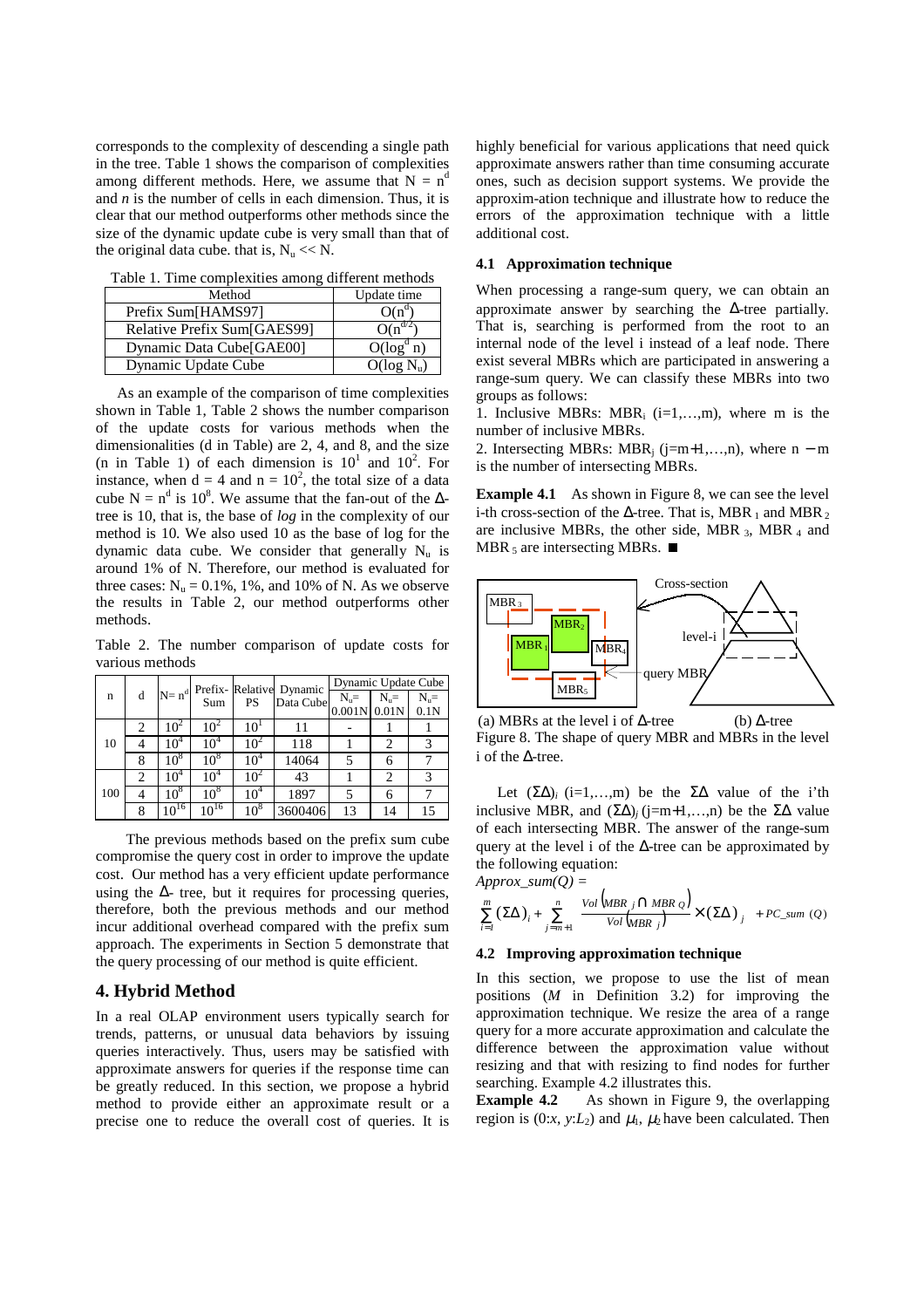corresponds to the complexity of descending a single path in the tree. Table 1 shows the comparison of complexities among different methods. Here, we assume that $N = n^d$ and *n* is the number of cells in each dimension. Thus, it is clear that our method outperforms other methods since the size of the dynamic update cube is very small than that of the original data cube. that is, $N_u << N$.

Table 1. Time complexities among different methods

| Method | Update time |
|---|---|
| Prefix Sum[HAMS97] | $O(n^d)$ |
| Relative Prefix Sum[GAES99] | $O(n^{d/2})$ |
| Dynamic Data Cube[GAE00] | $O(\log^d n)$ |
| Dynamic Update Cube | $O(\log N_u)$ |

As an example of the comparison of time complexities shown in Table 1, Table 2 shows the number comparison of the update costs for various methods when the dimensionalities (d in Table) are 2, 4, and 8, and the size (n in Table 1) of each dimension is $10^1$ and $10^2$. For instance, when d = 4 and n = $10^2$, the total size of a data cube $N = n^d$ is $10^8$. We assume that the fan-out of the Δ-tree is 10, that is, the base of *log* in the complexity of our method is 10. We also used 10 as the base of log for the dynamic data cube. We consider that generally $N_u$ is around 1% of N. Therefore, our method is evaluated for three cases: $N_u$ = 0.1%, 1%, and 10% of N. As we observe the results in Table 2, our method outperforms other methods.

Table 2. The number comparison of update costs for various methods

| n | d | $N = n^d$ | Prefix-Sum | Relative PS | Dynamic Data Cube | Dynamic Update Cube | | |
|---|---|---|---|---|---|---|---|---|
| | | | | | | $N_u$= 0.001N | $N_u$= 0.01N | $N_u$= 0.1N |
| 10 | 2 | $10^2$ | $10^2$ | $10^1$ | 11 | - | 1 | 1 |
| | 4 | $10^4$ | $10^4$ | $10^2$ | 118 | 1 | 2 | 3 |
| | 8 | $10^8$ | $10^8$ | $10^4$ | 14064 | 5 | 6 | 7 |
| 100 | 2 | $10^4$ | $10^4$ | $10^2$ | 43 | 1 | 2 | 3 |
| | 4 | $10^8$ | $10^8$ | $10^4$ | 1897 | 5 | 6 | 7 |
| | 8 | $10^{16}$ | $10^{16}$ | $10^8$ | 3600406 | 13 | 14 | 15 |

The previous methods based on the prefix sum cube compromise the query cost in order to improve the update cost. Our method has a very efficient update performance using the Δ- tree, but it requires for processing queries, therefore, both the previous methods and our method incur additional overhead compared with the prefix sum approach. The experiments in Section 5 demonstrate that the query processing of our method is quite efficient.

## 4. Hybrid Method

In a real OLAP environment users typically search for trends, patterns, or unusual data behaviors by issuing queries interactively. Thus, users may be satisfied with approximate answers for queries if the response time can be greatly reduced. In this section, we propose a hybrid method to provide either an approximate result or a precise one to reduce the overall cost of queries. It is highly beneficial for various applications that need quick approximate answers rather than time consuming accurate ones, such as decision support systems. We provide the approximation technique and illustrate how to reduce the errors of the approximation technique with a little additional cost.

### 4.1 Approximation technique

When processing a range-sum query, we can obtain an approximate answer by searching the Δ-tree partially. That is, searching is performed from the root to an internal node of the level i instead of a leaf node. There exist several MBRs which are participated in answering a range-sum query. We can classify these MBRs into two groups as follows:

1. Inclusive MBRs: $MBR_i$ (i=1,…,m), where m is the number of inclusive MBRs.
2. Intersecting MBRs: $MBR_j$ (j=m+1,…,n), where n − m is the number of intersecting MBRs.

**Example 4.1** As shown in Figure 8, we can see the level i-th cross-section of the Δ-tree. That is, $MBR_1$ and $MBR_2$ are inclusive MBRs, the other side, $MBR_3$, $MBR_4$ and $MBR_5$ are intersecting MBRs. ■

(a) MBRs at the level i of Δ-tree (b) Δ-tree

Figure 8. The shape of query MBR and MBRs in the level i of the Δ-tree.

Let $(\Sigma\Delta)_i$ (i=1,…,m) be the ΣΔ value of the i'th inclusive MBR, and $(\Sigma\Delta)_j$ (j=m+1,…,n) be the ΣΔ value of each intersecting MBR. The answer of the range-sum query at the level i of the Δ-tree can be approximated by the following equation:

*Approx_sum(Q)* =

$$\sum_{i=1}^{m} (\Sigma\Delta)_i + \sum_{j=m+1}^{n} \frac{Vol\left(MBR_j \cap MBR_Q\right)}{Vol\left(MBR_j\right)} \times (\Sigma\Delta)_j + PC\_sum(Q)$$

### 4.2 Improving approximation technique

In this section, we propose to use the list of mean positions (*M* in Definition 3.2) for improving the approximation technique. We resize the area of a range query for a more accurate approximation and calculate the difference between the approximation value without resizing and that with resizing to find nodes for further searching. Example 4.2 illustrates this.

**Example 4.2** As shown in Figure 9, the overlapping region is $(0{:}x, y{:}L_2)$ and $\mu_1$, $\mu_2$ have been calculated. Then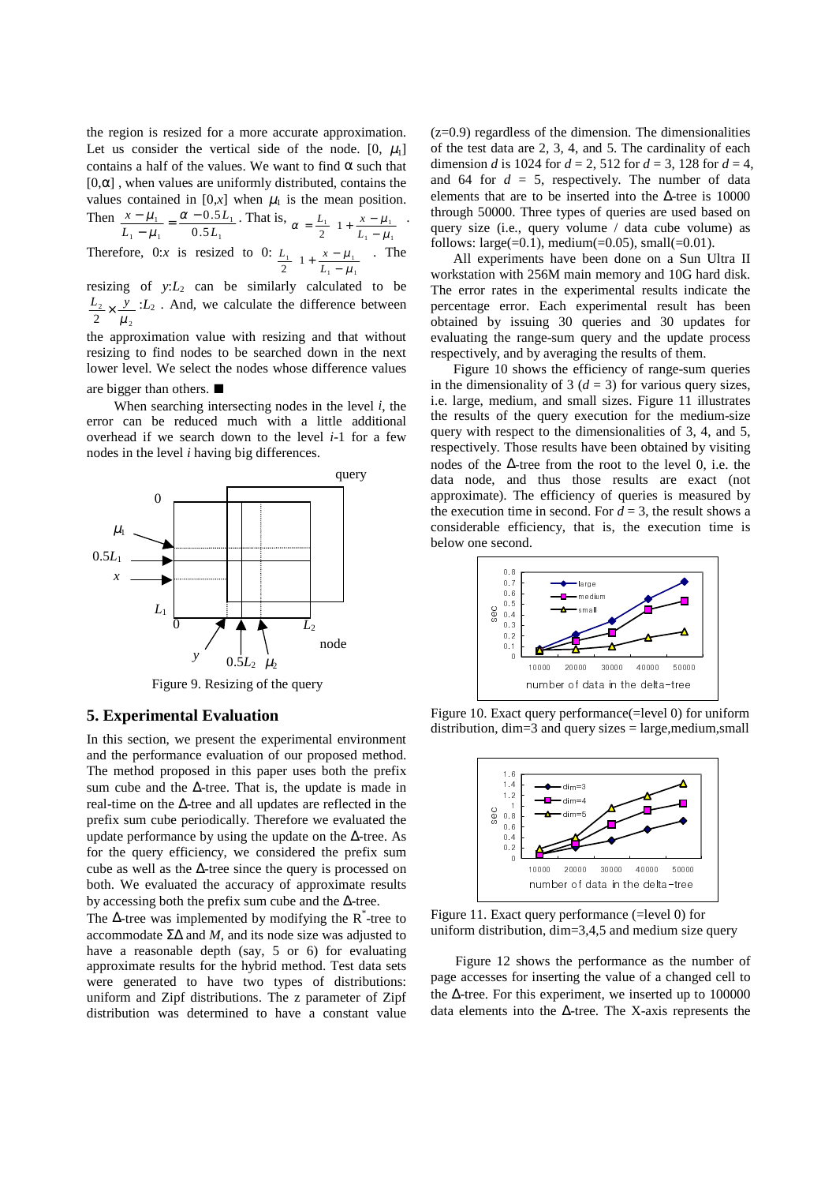the region is resized for a more accurate approximation. Let us consider the vertical side of the node. $[0, \mu_1]$ contains a half of the values. We want to find α such that $[0,\alpha]$ , when values are uniformly distributed, contains the values contained in $[0,x]$ when $\mu_1$ is the mean position. Then $\frac{x-\mu_1}{L_1-\mu_1} = \frac{\alpha - 0.5L_1}{0.5L_1}$. That is, $\alpha = \frac{L_1}{2}\left(1+\frac{x-\mu_1}{L_1-\mu_1}\right)$.

Therefore, $0{:}x$ is resized to $0{:}\ \frac{L_1}{2}\left(1+\frac{x-\mu_1}{L_1-\mu_1}\right)$. The resizing of $y{:}L_2$ can be similarly calculated to be $\frac{L_2}{2}\times\frac{y}{\mu_2}{:}L_2$. And, we calculate the difference between the approximation value with resizing and that without resizing to find nodes to be searched down in the next lower level. We select the nodes whose difference values are bigger than others. ■

When searching intersecting nodes in the level *i*, the error can be reduced much with a little additional overhead if we search down to the level *i*-1 for a few nodes in the level *i* having big differences.

Figure 9. Resizing of the query

## 5. Experimental Evaluation

In this section, we present the experimental environment and the performance evaluation of our proposed method. The method proposed in this paper uses both the prefix sum cube and the Δ-tree. That is, the update is made in real-time on the Δ-tree and all updates are reflected in the prefix sum cube periodically. Therefore we evaluated the update performance by using the update on the Δ-tree. As for the query efficiency, we considered the prefix sum cube as well as the Δ-tree since the query is processed on both. We evaluated the accuracy of approximate results by accessing both the prefix sum cube and the Δ-tree.

The Δ-tree was implemented by modifying the $R^*$-tree to accommodate ΣΔ and *M*, and its node size was adjusted to have a reasonable depth (say, 5 or 6) for evaluating approximate results for the hybrid method. Test data sets were generated to have two types of distributions: uniform and Zipf distributions. The z parameter of Zipf distribution was determined to have a constant value (z=0.9) regardless of the dimension. The dimensionalities of the test data are 2, 3, 4, and 5. The cardinality of each dimension *d* is 1024 for *d* = 2, 512 for *d* = 3, 128 for *d* = 4, and 64 for *d* = 5, respectively. The number of data elements that are to be inserted into the Δ-tree is 10000 through 50000. Three types of queries are used based on query size (i.e., query volume / data cube volume) as follows: large(=0.1), medium(=0.05), small(=0.01).

All experiments have been done on a Sun Ultra II workstation with 256M main memory and 10G hard disk. The error rates in the experimental results indicate the percentage error. Each experimental result has been obtained by issuing 30 queries and 30 updates for evaluating the range-sum query and the update process respectively, and by averaging the results of them.

Figure 10 shows the efficiency of range-sum queries in the dimensionality of 3 (*d* = 3) for various query sizes, i.e. large, medium, and small sizes. Figure 11 illustrates the results of the query execution for the medium-size query with respect to the dimensionalities of 3, 4, and 5, respectively. Those results have been obtained by visiting nodes of the Δ-tree from the root to the level 0, i.e. the data node, and thus those results are exact (not approximate). The efficiency of queries is measured by the execution time in second. For *d* = 3, the result shows a considerable efficiency, that is, the execution time is below one second.

Figure 10. Exact query performance(=level 0) for uniform distribution, dim=3 and query sizes = large,medium,small

Figure 11. Exact query performance (=level 0) for uniform distribution, dim=3,4,5 and medium size query

Figure 12 shows the performance as the number of page accesses for inserting the value of a changed cell to the Δ-tree. For this experiment, we inserted up to 100000 data elements into the Δ-tree. The X-axis represents the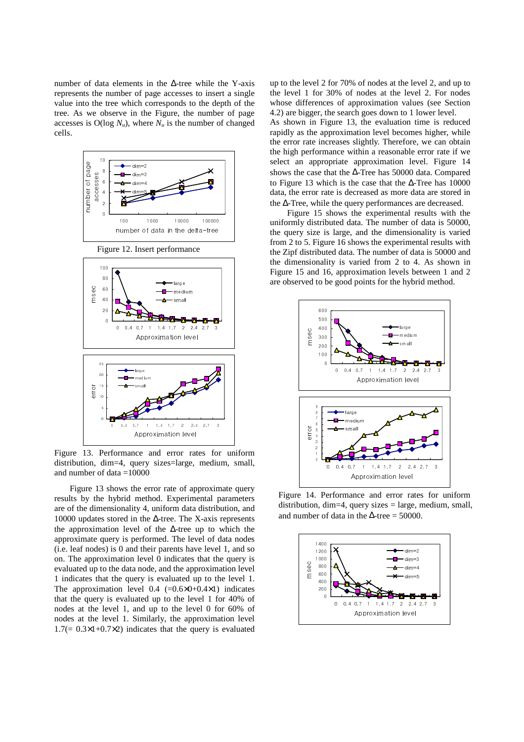number of data elements in the Δ-tree while the Y-axis represents the number of page accesses to insert a single value into the tree which corresponds to the depth of the tree. As we observe in the Figure, the number of page accesses is O(log $N_u$), where $N_u$ is the number of changed cells.

Figure 12. Insert performance

Figure 13. Performance and error rates for uniform distribution, dim=4, query sizes=large, medium, small, and number of data =10000

Figure 13 shows the error rate of approximate query results by the hybrid method. Experimental parameters are of the dimensionality 4, uniform data distribution, and 10000 updates stored in the Δ-tree. The X-axis represents the approximation level of the Δ-tree up to which the approximate query is performed. The level of data nodes (i.e. leaf nodes) is 0 and their parents have level 1, and so on. The approximation level 0 indicates that the query is evaluated up to the data node, and the approximation level 1 indicates that the query is evaluated up to the level 1. The approximation level 0.4 ($=0.6\times0+0.4\times1$) indicates that the query is evaluated up to the level 1 for 40% of nodes at the level 1, and up to the level 0 for 60% of nodes at the level 1. Similarly, the approximation level 1.7($= 0.3\times1+0.7\times2$) indicates that the query is evaluated up to the level 2 for 70% of nodes at the level 2, and up to the level 1 for 30% of nodes at the level 2. For nodes whose differences of approximation values (see Section 4.2) are bigger, the search goes down to 1 lower level.

As shown in Figure 13, the evaluation time is reduced rapidly as the approximation level becomes higher, while the error rate increases slightly. Therefore, we can obtain the high performance within a reasonable error rate if we select an appropriate approximation level. Figure 14 shows the case that the Δ-Tree has 50000 data. Compared to Figure 13 which is the case that the Δ-Tree has 10000 data, the error rate is decreased as more data are stored in the Δ-Tree, while the query performances are decreased.

Figure 15 shows the experimental results with the uniformly distributed data. The number of data is 50000, the query size is large, and the dimensionality is varied from 2 to 5. Figure 16 shows the experimental results with the Zipf distributed data. The number of data is 50000 and the dimensionality is varied from 2 to 4. As shown in Figure 15 and 16, approximation levels between 1 and 2 are observed to be good points for the hybrid method.

Figure 14. Performance and error rates for uniform distribution, dim=4, query sizes = large, medium, small, and number of data in the Δ-tree = 50000.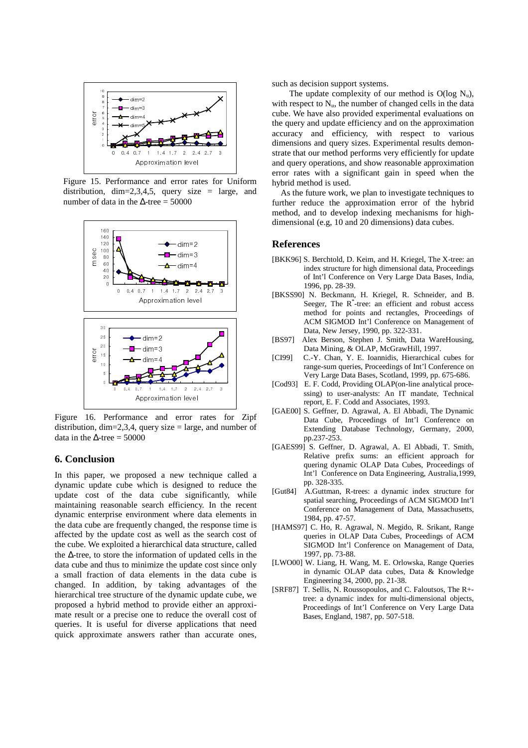error
10
9
8
7
6
5
4
3
2
1
0
dim=2
dim=3
dim=4
dim=5
0 0.4 0.7 1 1.4 1.7 2 2.4 2.7 3
Approximation level

Figure 15. Performance and error rates for Uniform distribution, dim=2,3,4,5, query size = large, and number of data in the Δ-tree = 50000

msec
160
140
120
100
80
60
40
20
0
dim=2
dim=3
dim=4
0 0.4 0.7 1 1.4 1.7 2 2.4 2.7 3
Approximation level

error
30
25
20
15
10
5
0
dim=2
dim=3
dim=4
0 0.4 0.7 1 1.4 1.7 2 2.4 2.7 3
Approximation level

Figure 16. Performance and error rates for Zipf distribution, dim=2,3,4, query size = large, and number of data in the Δ-tree = 50000

## 6. Conclusion

In this paper, we proposed a new technique called a dynamic update cube which is designed to reduce the update cost of the data cube significantly, while maintaining reasonable search efficiency. In the recent dynamic enterprise environment where data elements in the data cube are frequently changed, the response time is affected by the update cost as well as the search cost of the cube. We exploited a hierarchical data structure, called the Δ-tree, to store the information of updated cells in the data cube and thus to minimize the update cost since only a small fraction of data elements in the data cube is changed. In addition, by taking advantages of the hierarchical tree structure of the dynamic update cube, we proposed a hybrid method to provide either an approximate result or a precise one to reduce the overall cost of queries. It is useful for diverse applications that need quick approximate answers rather than accurate ones, such as decision support systems.

The update complexity of our method is $O(\log N_u)$, with respect to $N_u$, the number of changed cells in the data cube. We have also provided experimental evaluations on the query and update efficiency and on the approximation accuracy and efficiency, with respect to various dimensions and query sizes. Experimental results demonstrate that our method performs very efficiently for update and query operations, and show reasonable approximation error rates with a significant gain in speed when the hybrid method is used.

As the future work, we plan to investigate techniques to further reduce the approximation error of the hybrid method, and to develop indexing mechanisms for high-dimensional (e.g, 10 and 20 dimensions) data cubes.

## References

[BKK96] S. Berchtold, D. Keim, and H. Kriegel, The X-tree: an index structure for high dimensional data, Proceedings of Int'l Conference on Very Large Data Bases, India, 1996, pp. 28-39.

[BKSS90] N. Beckmann, H. Kriegel, R. Schneider, and B. Seeger, The $R^*$-tree: an efficient and robust access method for points and rectangles, Proceedings of ACM SIGMOD Int'l Conference on Management of Data, New Jersey, 1990, pp. 322-331.

[BS97] Alex Berson, Stephen J. Smith, Data WareHousing, Data Mining, & OLAP, McGrawHill, 1997.

[CI99] C.-Y. Chan, Y. E. Ioannidis, Hierarchical cubes for range-sum queries, Proceedings of Int'l Conference on Very Large Data Bases, Scotland, 1999, pp. 675-686.

[Cod93] E. F. Codd, Providing OLAP(on-line analytical processing) to user-analysts: An IT mandate, Technical report, E. F. Codd and Associates, 1993.

[GAE00] S. Geffner, D. Agrawal, A. El Abbadi, The Dynamic Data Cube, Proceedings of Int'l Conference on Extending Database Technology, Germany, 2000, pp.237-253.

[GAES99] S. Geffner, D. Agrawal, A. El Abbadi, T. Smith, Relative prefix sums: an efficient approach for quering dynamic OLAP Data Cubes, Proceedings of Int'l Conference on Data Engineering, Australia,1999, pp. 328-335.

[Gut84] A.Guttman, R-trees: a dynamic index structure for spatial searching, Proceedings of ACM SIGMOD Int'l Conference on Management of Data, Massachusetts, 1984, pp. 47-57.

[HAMS97] C. Ho, R. Agrawal, N. Megido, R. Srikant, Range queries in OLAP Data Cubes, Proceedings of ACM SIGMOD Int'l Conference on Management of Data, 1997, pp. 73-88.

[LWO00] W. Liang, H. Wang, M. E. Orlowska, Range Queries in dynamic OLAP data cubes, Data & Knowledge Engineering 34, 2000, pp. 21-38.

[SRF87] T. Sellis, N. Roussopoulos, and C. Faloutsos, The R+-tree: a dynamic index for multi-dimensional objects, Proceedings of Int'l Conference on Very Large Data Bases, England, 1987, pp. 507-518.